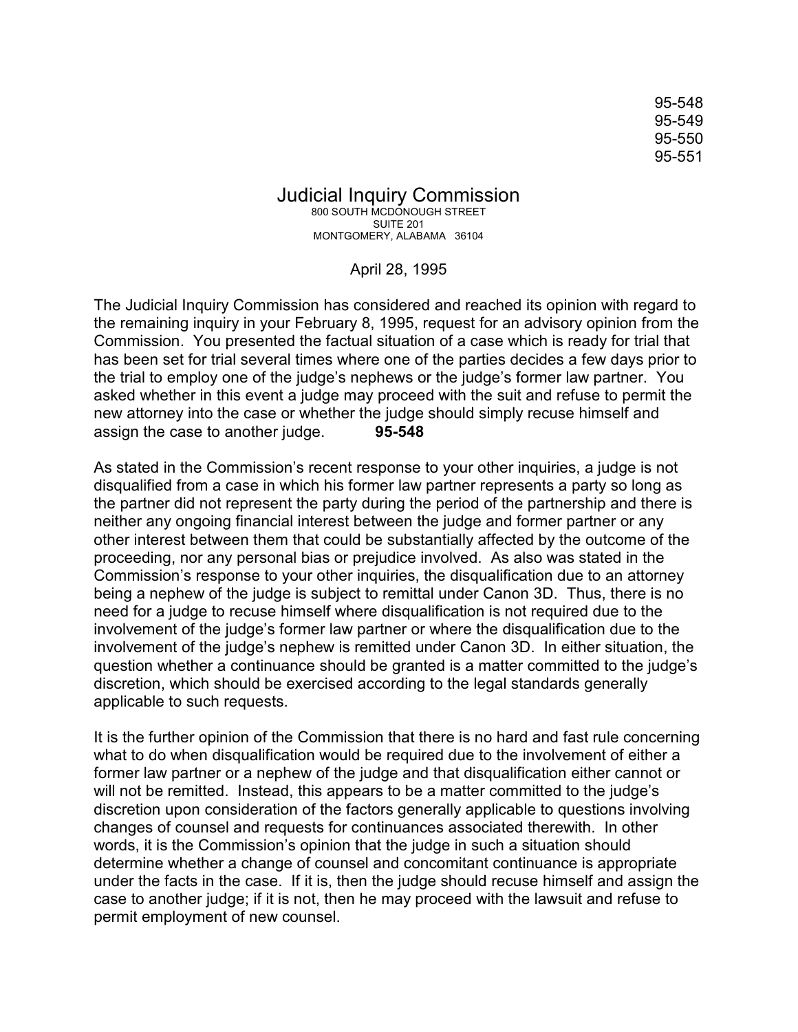95-548
95-549
95-550
95-551

# Judicial Inquiry Commission

800 SOUTH MCDONOUGH STREET
SUITE 201
MONTGOMERY, ALABAMA 36104

April 28, 1995

The Judicial Inquiry Commission has considered and reached its opinion with regard to the remaining inquiry in your February 8, 1995, request for an advisory opinion from the Commission. You presented the factual situation of a case which is ready for trial that has been set for trial several times where one of the parties decides a few days prior to the trial to employ one of the judge's nephews or the judge's former law partner. You asked whether in this event a judge may proceed with the suit and refuse to permit the new attorney into the case or whether the judge should simply recuse himself and assign the case to another judge. **95-548**

As stated in the Commission's recent response to your other inquiries, a judge is not disqualified from a case in which his former law partner represents a party so long as the partner did not represent the party during the period of the partnership and there is neither any ongoing financial interest between the judge and former partner or any other interest between them that could be substantially affected by the outcome of the proceeding, nor any personal bias or prejudice involved. As also was stated in the Commission's response to your other inquiries, the disqualification due to an attorney being a nephew of the judge is subject to remittal under Canon 3D. Thus, there is no need for a judge to recuse himself where disqualification is not required due to the involvement of the judge's former law partner or where the disqualification due to the involvement of the judge's nephew is remitted under Canon 3D. In either situation, the question whether a continuance should be granted is a matter committed to the judge's discretion, which should be exercised according to the legal standards generally applicable to such requests.

It is the further opinion of the Commission that there is no hard and fast rule concerning what to do when disqualification would be required due to the involvement of either a former law partner or a nephew of the judge and that disqualification either cannot or will not be remitted. Instead, this appears to be a matter committed to the judge's discretion upon consideration of the factors generally applicable to questions involving changes of counsel and requests for continuances associated therewith. In other words, it is the Commission's opinion that the judge in such a situation should determine whether a change of counsel and concomitant continuance is appropriate under the facts in the case. If it is, then the judge should recuse himself and assign the case to another judge; if it is not, then he may proceed with the lawsuit and refuse to permit employment of new counsel.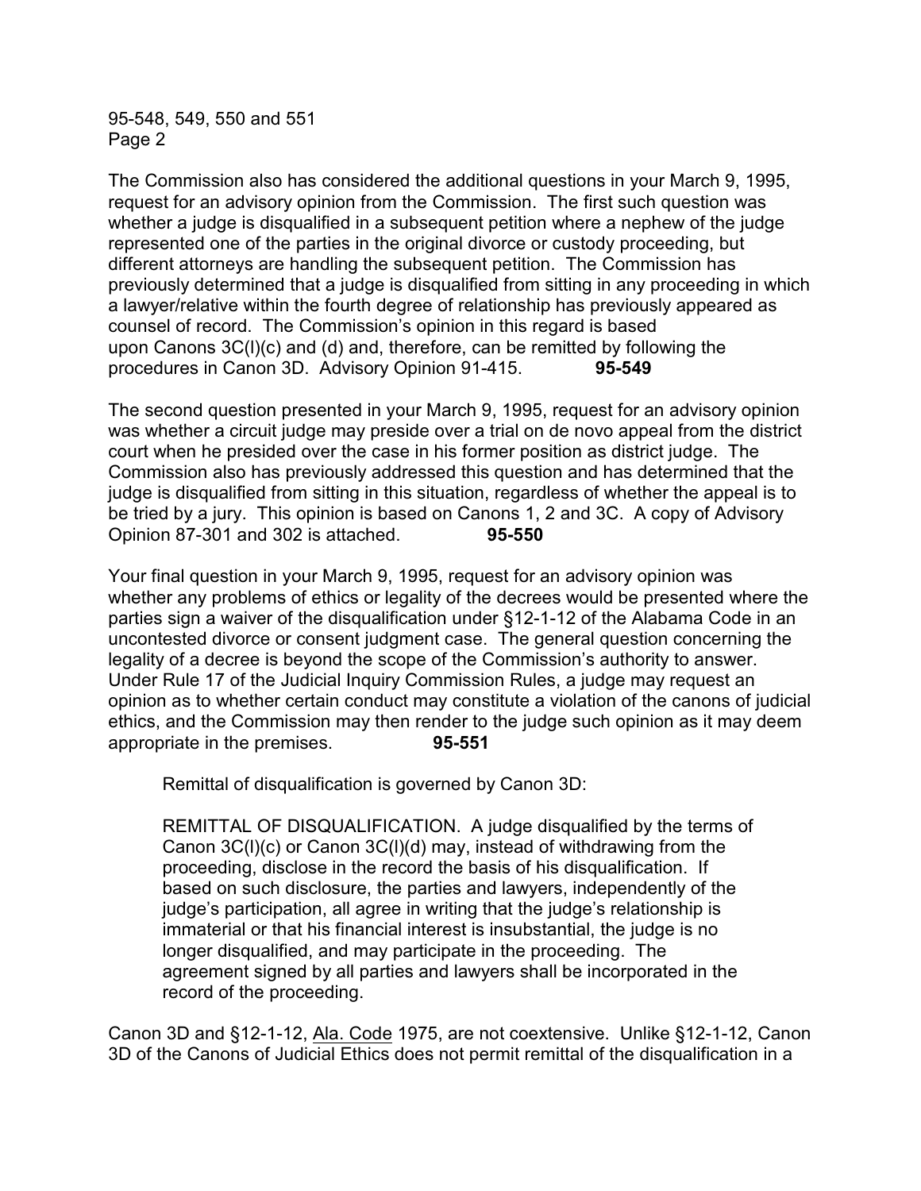The Commission also has considered the additional questions in your March 9, 1995, request for an advisory opinion from the Commission. The first such question was whether a judge is disqualified in a subsequent petition where a nephew of the judge represented one of the parties in the original divorce or custody proceeding, but different attorneys are handling the subsequent petition. The Commission has previously determined that a judge is disqualified from sitting in any proceeding in which a lawyer/relative within the fourth degree of relationship has previously appeared as counsel of record. The Commission's opinion in this regard is based upon Canons 3C(l)(c) and (d) and, therefore, can be remitted by following the procedures in Canon 3D. Advisory Opinion 91-415. **95-549**

The second question presented in your March 9, 1995, request for an advisory opinion was whether a circuit judge may preside over a trial on de novo appeal from the district court when he presided over the case in his former position as district judge. The Commission also has previously addressed this question and has determined that the judge is disqualified from sitting in this situation, regardless of whether the appeal is to be tried by a jury. This opinion is based on Canons 1, 2 and 3C. A copy of Advisory Opinion 87-301 and 302 is attached. **95-550**

Your final question in your March 9, 1995, request for an advisory opinion was whether any problems of ethics or legality of the decrees would be presented where the parties sign a waiver of the disqualification under §12-1-12 of the Alabama Code in an uncontested divorce or consent judgment case. The general question concerning the legality of a decree is beyond the scope of the Commission's authority to answer. Under Rule 17 of the Judicial Inquiry Commission Rules, a judge may request an opinion as to whether certain conduct may constitute a violation of the canons of judicial ethics, and the Commission may then render to the judge such opinion as it may deem appropriate in the premises. **95-551**

> Remittal of disqualification is governed by Canon 3D:
>
> REMITTAL OF DISQUALIFICATION. A judge disqualified by the terms of Canon 3C(l)(c) or Canon 3C(l)(d) may, instead of withdrawing from the proceeding, disclose in the record the basis of his disqualification. If based on such disclosure, the parties and lawyers, independently of the judge's participation, all agree in writing that the judge's relationship is immaterial or that his financial interest is insubstantial, the judge is no longer disqualified, and may participate in the proceeding. The agreement signed by all parties and lawyers shall be incorporated in the record of the proceeding.

Canon 3D and §12-1-12, <u>Ala. Code</u> 1975, are not coextensive. Unlike §12-1-12, Canon 3D of the Canons of Judicial Ethics does not permit remittal of the disqualification in a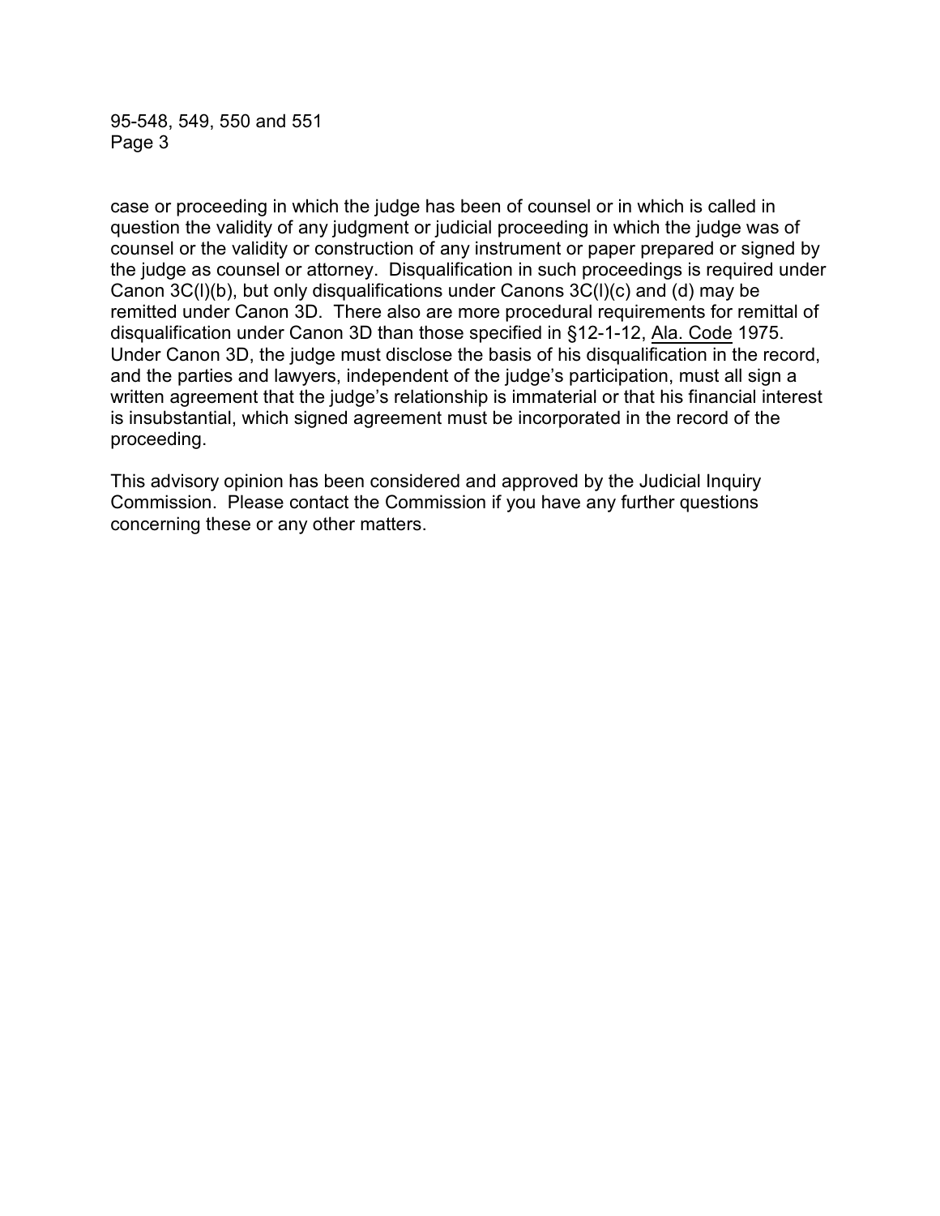case or proceeding in which the judge has been of counsel or in which is called in question the validity of any judgment or judicial proceeding in which the judge was of counsel or the validity or construction of any instrument or paper prepared or signed by the judge as counsel or attorney. Disqualification in such proceedings is required under Canon 3C(l)(b), but only disqualifications under Canons 3C(l)(c) and (d) may be remitted under Canon 3D. There also are more procedural requirements for remittal of disqualification under Canon 3D than those specified in §12-1-12, Ala. Code 1975. Under Canon 3D, the judge must disclose the basis of his disqualification in the record, and the parties and lawyers, independent of the judge's participation, must all sign a written agreement that the judge's relationship is immaterial or that his financial interest is insubstantial, which signed agreement must be incorporated in the record of the proceeding.

This advisory opinion has been considered and approved by the Judicial Inquiry Commission. Please contact the Commission if you have any further questions concerning these or any other matters.